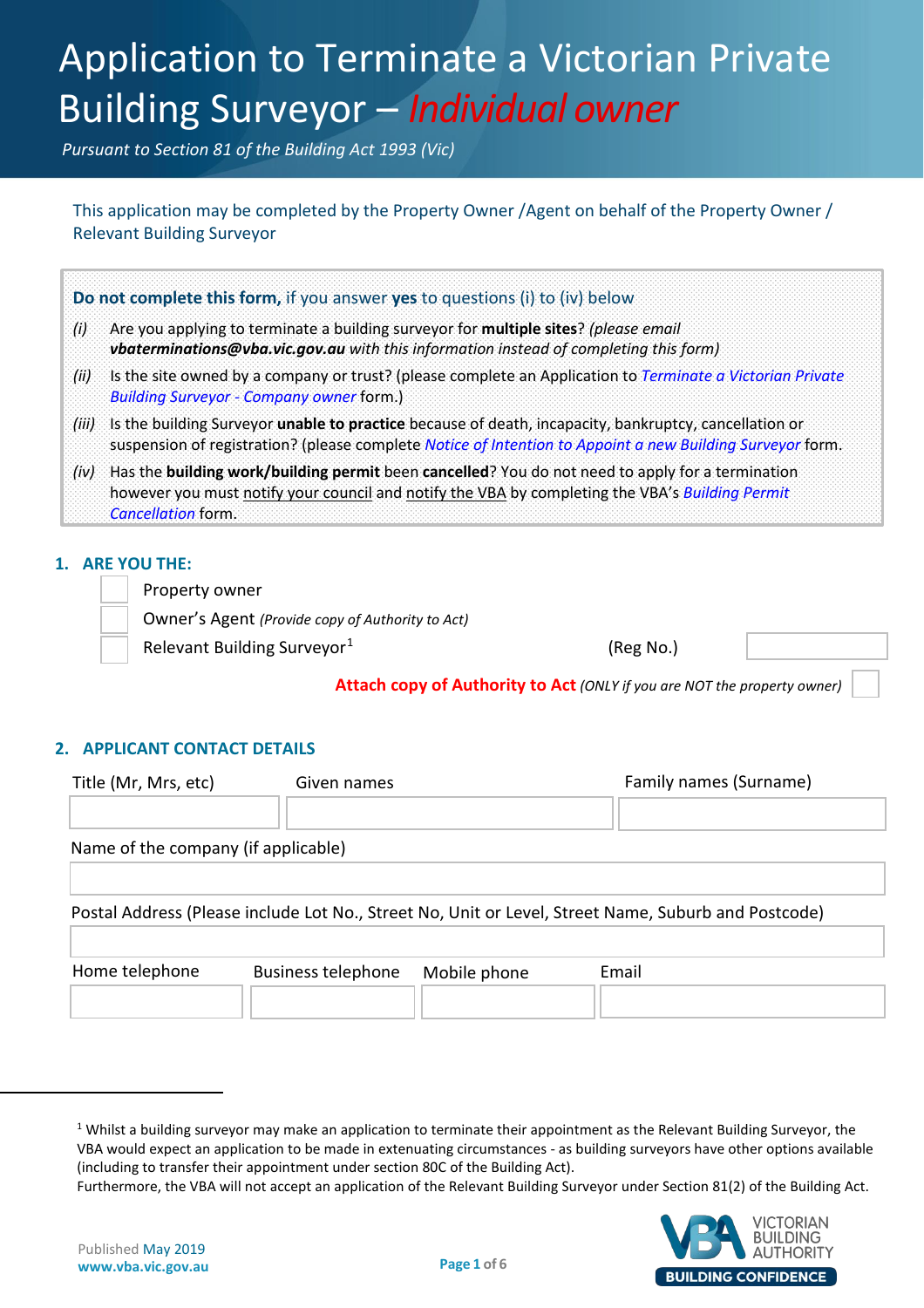# Application to Terminate a Victorian Private Building Surveyor – *Individual owner*

*Pursuant to Section 81 of the Building Act 1993 (Vic)*

This application may be completed by the Property Owner /Agent on behalf of the Property Owner / Relevant Building Surveyor

**Do not complete this form,** if you answer **yes** to questions (i) to (iv) below

*(i)* Are you applying to terminate a building surveyor for **multiple sites**? *(please email **vbaterminations@vba.vic.gov.au** with this information instead of completing this form)*

*(ii)* Is the site owned by a company or trust? (please complete an Application to *Terminate a Victorian Private Building Surveyor - Company owner* form.)

*(iii)* Is the building Surveyor **unable to practice** because of death, incapacity, bankruptcy, cancellation or suspension of registration? (please complete *Notice of Intention to Appoint a new Building Surveyor* form.

*(iv)* Has the **building work/building permit** been **cancelled**? You do not need to apply for a termination however you must notify your council and notify the VBA by completing the VBA's *Building Permit Cancellation* form.

## 1. ARE YOU THE:

☐ Property owner

☐ Owner's Agent *(Provide copy of Authority to Act)*

☐ Relevant Building Surveyor[1] (Reg No.) ______

**Attach copy of Authority to Act** *(ONLY if you are NOT the property owner)* ☐

## 2. APPLICANT CONTACT DETAILS

| Title (Mr, Mrs, etc) | Given names | Family names (Surname) |
|---|---|---|
| | | |

Name of the company (if applicable)

______

Postal Address (Please include Lot No., Street No, Unit or Level, Street Name, Suburb and Postcode)

______

| Home telephone | Business telephone | Mobile phone | Email |
|---|---|---|---|
| | | | |

[1] Whilst a building surveyor may make an application to terminate their appointment as the Relevant Building Surveyor, the VBA would expect an application to be made in extenuating circumstances - as building surveyors have other options available (including to transfer their appointment under section 80C of the Building Act).
Furthermore, the VBA will not accept an application of the Relevant Building Surveyor under Section 81(2) of the Building Act.

Published May 2019
www.vba.vic.gov.au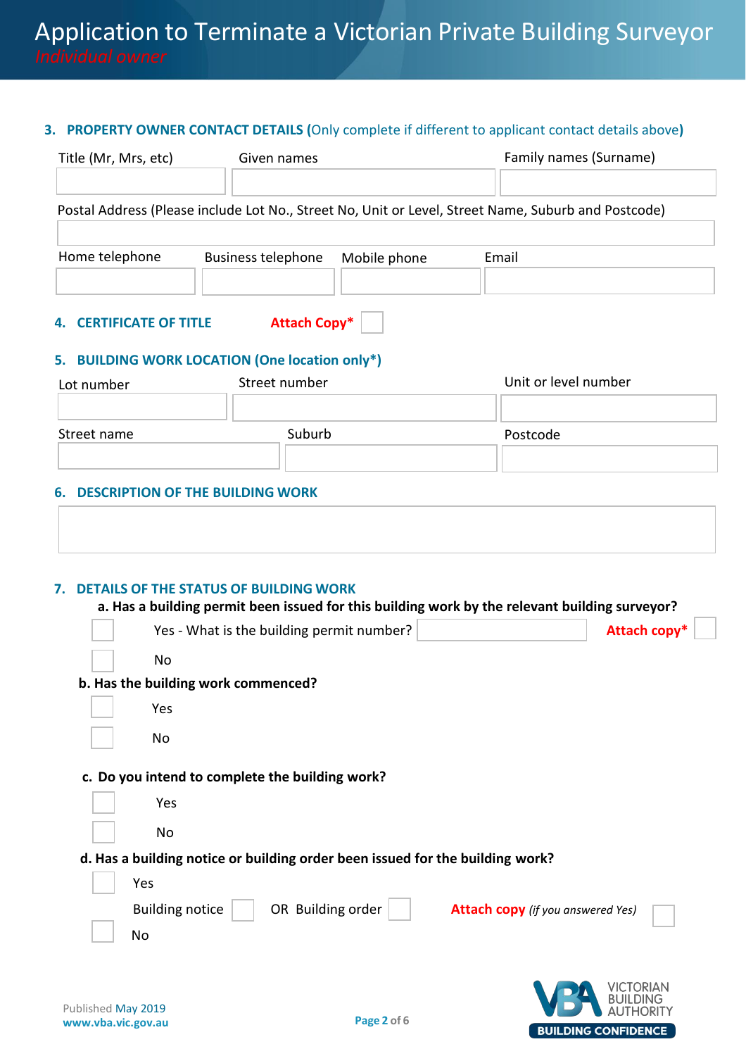# Application to Terminate a Victorian Private Building Surveyor

*Individual owner*

## 3. PROPERTY OWNER CONTACT DETAILS (Only complete if different to applicant contact details above)

| Title (Mr, Mrs, etc) | Given names | Family names (Surname) |
|---|---|---|
| | | |

Postal Address (Please include Lot No., Street No, Unit or Level, Street Name, Suburb and Postcode)

| Home telephone | Business telephone | Mobile phone | Email |
|---|---|---|---|
| | | | |

## 4. CERTIFICATE OF TITLE

**Attach Copy*** ☐

## 5. BUILDING WORK LOCATION (One location only*)

| Lot number | Street number | Unit or level number |
|---|---|---|
| | | |

| Street name | Suburb | Postcode |
|---|---|---|
| | | |

## 6. DESCRIPTION OF THE BUILDING WORK

## 7. DETAILS OF THE STATUS OF BUILDING WORK

**a. Has a building permit been issued for this building work by the relevant building surveyor?**

☐ Yes - What is the building permit number? ____________ **Attach copy*** ☐

☐ No

**b. Has the building work commenced?**

☐ Yes

☐ No

**c. Do you intend to complete the building work?**

☐ Yes

☐ No

**d. Has a building notice or building order been issued for the building work?**

☐ Yes

Building notice ☐ OR Building order ☐ **Attach copy** *(if you answered Yes)* ☐

☐ No

Published May 2019
www.vba.vic.gov.au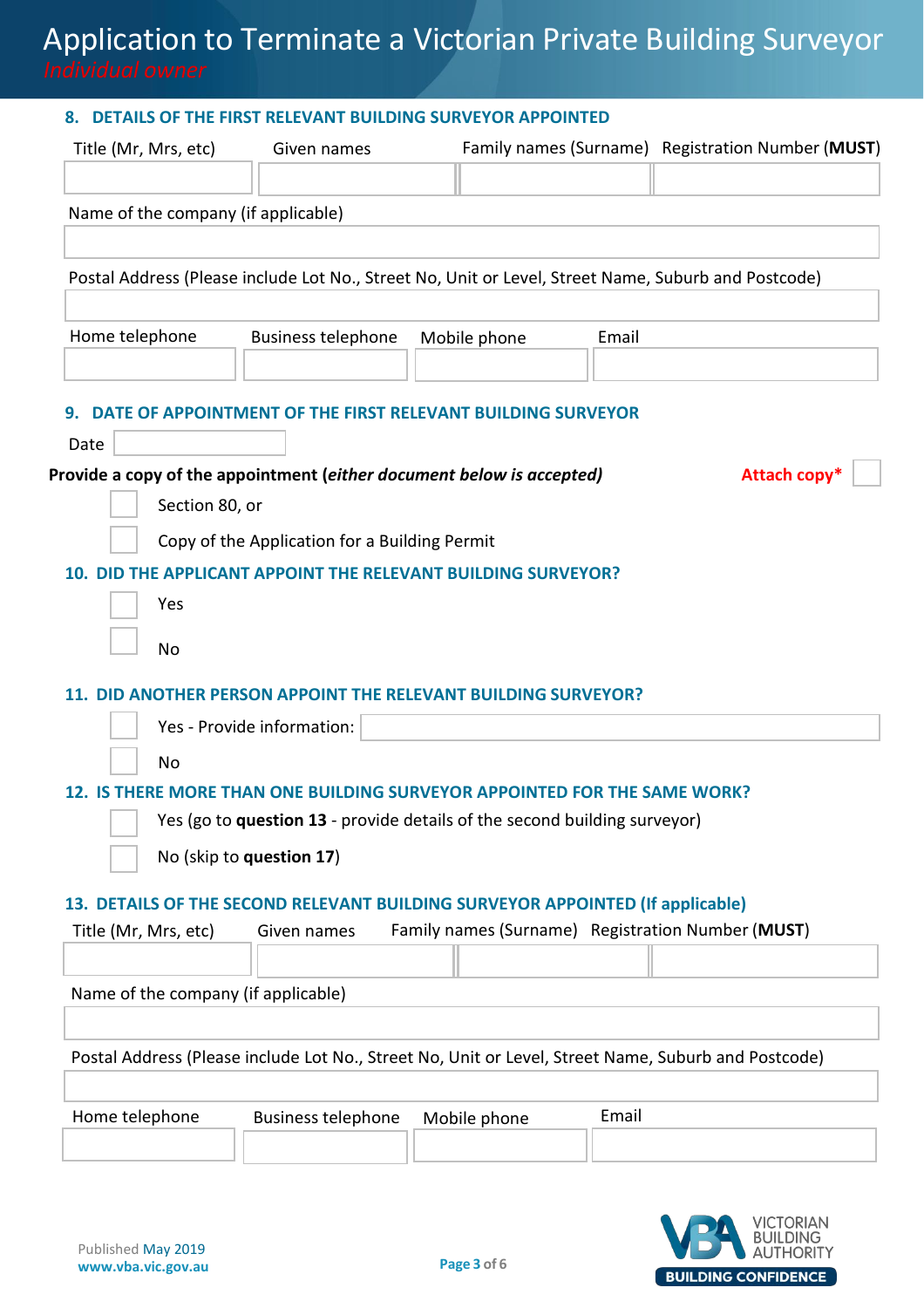## 8. DETAILS OF THE FIRST RELEVANT BUILDING SURVEYOR APPOINTED

| Title (Mr, Mrs, etc) | Given names | Family names (Surname) | Registration Number (**MUST**) |
|---|---|---|---|
| | | | |

Name of the company (if applicable)

Postal Address (Please include Lot No., Street No, Unit or Level, Street Name, Suburb and Postcode)

| Home telephone | Business telephone | Mobile phone | Email |
|---|---|---|---|
| | | | |

## 9. DATE OF APPOINTMENT OF THE FIRST RELEVANT BUILDING SURVEYOR

Date

**Provide a copy of the appointment (*either document below is accepted*)** **Attach copy*** ☐

- ☐ Section 80, or
- ☐ Copy of the Application for a Building Permit

## 10. DID THE APPLICANT APPOINT THE RELEVANT BUILDING SURVEYOR?

- ☐ Yes
- ☐ No

## 11. DID ANOTHER PERSON APPOINT THE RELEVANT BUILDING SURVEYOR?

- ☐ Yes - Provide information:
- ☐ No

## 12. IS THERE MORE THAN ONE BUILDING SURVEYOR APPOINTED FOR THE SAME WORK?

- ☐ Yes (go to **question 13** - provide details of the second building surveyor)
- ☐ No (skip to **question 17**)

## 13. DETAILS OF THE SECOND RELEVANT BUILDING SURVEYOR APPOINTED (If applicable)

| Title (Mr, Mrs, etc) | Given names | Family names (Surname) | Registration Number (**MUST**) |
|---|---|---|---|
| | | | |

Name of the company (if applicable)

Postal Address (Please include Lot No., Street No, Unit or Level, Street Name, Suburb and Postcode)

| Home telephone | Business telephone | Mobile phone | Email |
|---|---|---|---|
| | | | |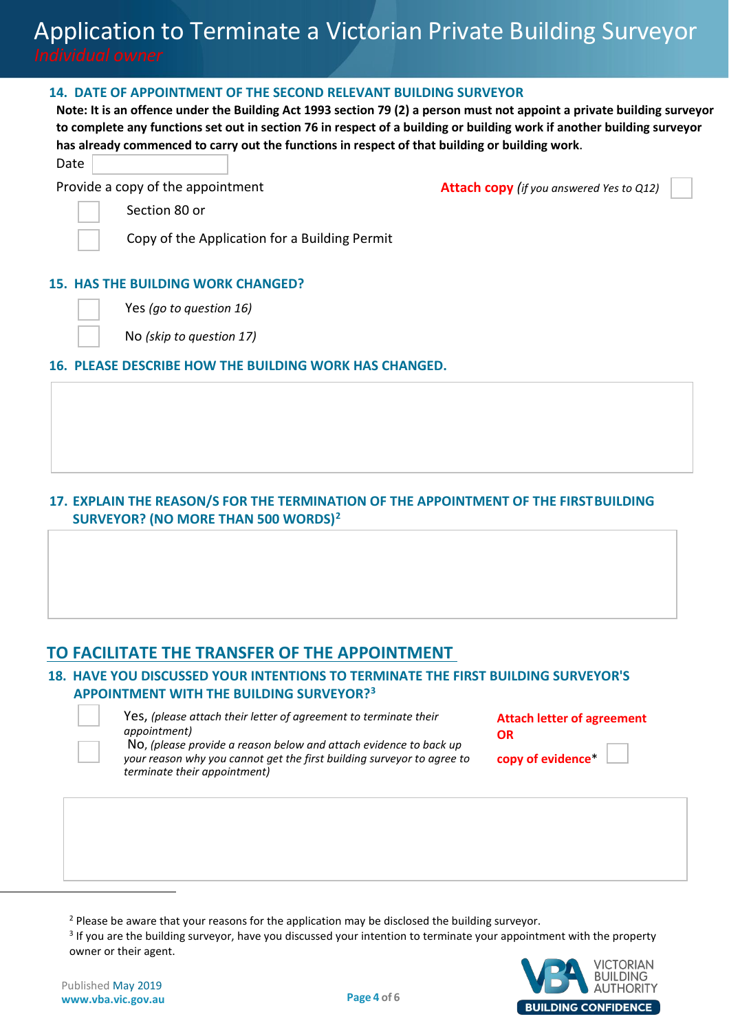## 14. DATE OF APPOINTMENT OF THE SECOND RELEVANT BUILDING SURVEYOR

**Note: It is an offence under the Building Act 1993 section 79 (2) a person must not appoint a private building surveyor to complete any functions set out in section 76 in respect of a building or building work if another building surveyor has already commenced to carry out the functions in respect of that building or building work.**

Date ______________

Provide a copy of the appointment

☐ Section 80 or

☐ Copy of the Application for a Building Permit

**Attach copy** *(if you answered Yes to Q12)* ☐

## 15. HAS THE BUILDING WORK CHANGED?

☐ Yes *(go to question 16)*

☐ No *(skip to question 17)*

## 16. PLEASE DESCRIBE HOW THE BUILDING WORK HAS CHANGED.

&nbsp;

## 17. EXPLAIN THE REASON/S FOR THE TERMINATION OF THE APPOINTMENT OF THE FIRST BUILDING SURVEYOR? (NO MORE THAN 500 WORDS)[2]

&nbsp;

# TO FACILITATE THE TRANSFER OF THE APPOINTMENT

## 18. HAVE YOU DISCUSSED YOUR INTENTIONS TO TERMINATE THE FIRST BUILDING SURVEYOR'S APPOINTMENT WITH THE BUILDING SURVEYOR?[3]

☐ Yes, *(please attach their letter of agreement to terminate their appointment)*

☐ No, *(please provide a reason below and attach evidence to back up your reason why you cannot get the first building surveyor to agree to terminate their appointment)*

**Attach letter of agreement OR copy of evidence*** ☐

&nbsp;

[2] Please be aware that your reasons for the application may be disclosed the building surveyor.

[3] If you are the building surveyor, have you discussed your intention to terminate your appointment with the property owner or their agent.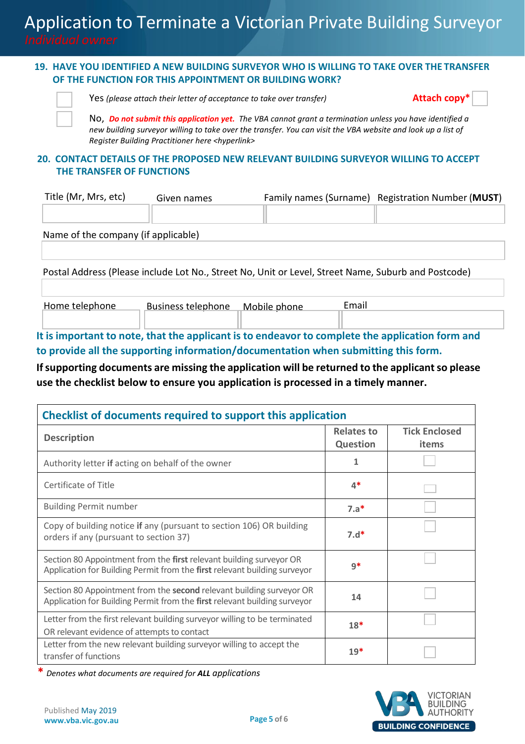## 19. HAVE YOU IDENTIFIED A NEW BUILDING SURVEYOR WHO IS WILLING TO TAKE OVER THE TRANSFER OF THE FUNCTION FOR THIS APPOINTMENT OR BUILDING WORK?

☐ Yes *(please attach their letter of acceptance to take over transfer)* **Attach copy*** ☐

☐ No, ***Do not submit this application yet.*** *The VBA cannot grant a termination unless you have identified a new building surveyor willing to take over the transfer. You can visit the VBA website and look up a list of Register Building Practitioner here <hyperlink>*

## 20. CONTACT DETAILS OF THE PROPOSED NEW RELEVANT BUILDING SURVEYOR WILLING TO ACCEPT THE TRANSFER OF FUNCTIONS

| Title (Mr, Mrs, etc) | Given names | Family names (Surname) | Registration Number (**MUST**) |
|---|---|---|---|
| | | | |

Name of the company (if applicable)

Postal Address (Please include Lot No., Street No, Unit or Level, Street Name, Suburb and Postcode)

| Home telephone | Business telephone | Mobile phone | Email |
|---|---|---|---|
| | | | |

**It is important to note, that the applicant is to endeavor to complete the application form and to provide all the supporting information/documentation when submitting this form.**

**If supporting documents are missing the application will be returned to the applicant so please use the checklist below to ensure you application is processed in a timely manner.**

| Checklist of documents required to support this application | | |
|---|---|---|
| **Description** | **Relates to Question** | **Tick Enclosed items** |
| Authority letter **if** acting on behalf of the owner | 1 | ☐ |
| Certificate of Title | 4* | ☐ |
| Building Permit number | 7.a* | ☐ |
| Copy of building notice **if** any (pursuant to section 106) OR building orders if any (pursuant to section 37) | 7.d* | ☐ |
| Section 80 Appointment from the **first** relevant building surveyor OR Application for Building Permit from the **first** relevant building surveyor | 9* | ☐ |
| Section 80 Appointment from the **second** relevant building surveyor OR Application for Building Permit from the **first** relevant building surveyor | 14 | ☐ |
| Letter from the first relevant building surveyor willing to be terminated OR relevant evidence of attempts to contact | 18* | ☐ |
| Letter from the new relevant building surveyor willing to accept the transfer of functions | 19* | ☐ |

\* *Denotes what documents are required for **ALL** applications*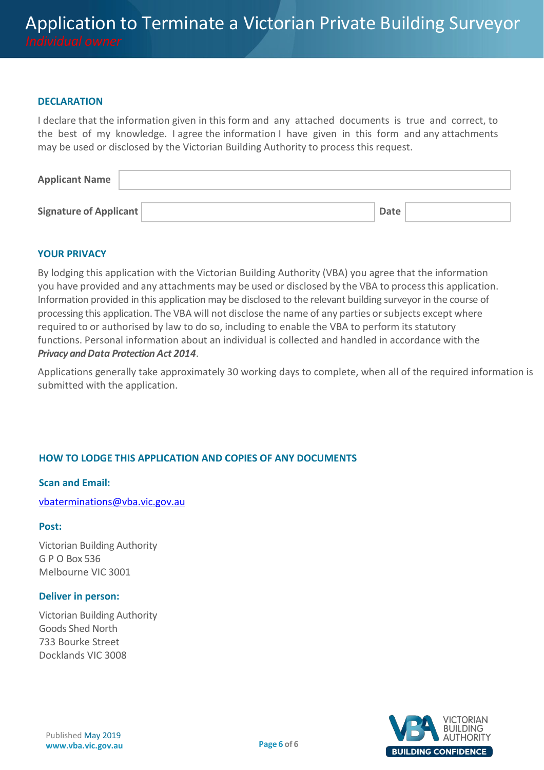# Application to Terminate a Victorian Private Building Surveyor

*Individual owner*

## DECLARATION

I declare that the information given in this form and any attached documents is true and correct, to the best of my knowledge. I agree the information I have given in this form and any attachments may be used or disclosed by the Victorian Building Authority to process this request.

**Applicant Name**

**Signature of Applicant** **Date**

## YOUR PRIVACY

By lodging this application with the Victorian Building Authority (VBA) you agree that the information you have provided and any attachments may be used or disclosed by the VBA to process this application. Information provided in this application may be disclosed to the relevant building surveyor in the course of processing this application. The VBA will not disclose the name of any parties or subjects except where required to or authorised by law to do so, including to enable the VBA to perform its statutory functions. Personal information about an individual is collected and handled in accordance with the ***Privacy and Data Protection Act 2014***.

Applications generally take approximately 30 working days to complete, when all of the required information is submitted with the application.

## HOW TO LODGE THIS APPLICATION AND COPIES OF ANY DOCUMENTS

### Scan and Email:

vbaterminations@vba.vic.gov.au

### Post:

Victorian Building Authority
G P O Box 536
Melbourne VIC 3001

### Deliver in person:

Victorian Building Authority
Goods Shed North
733 Bourke Street
Docklands VIC 3008

Published May 2019
**www.vba.vic.gov.au**